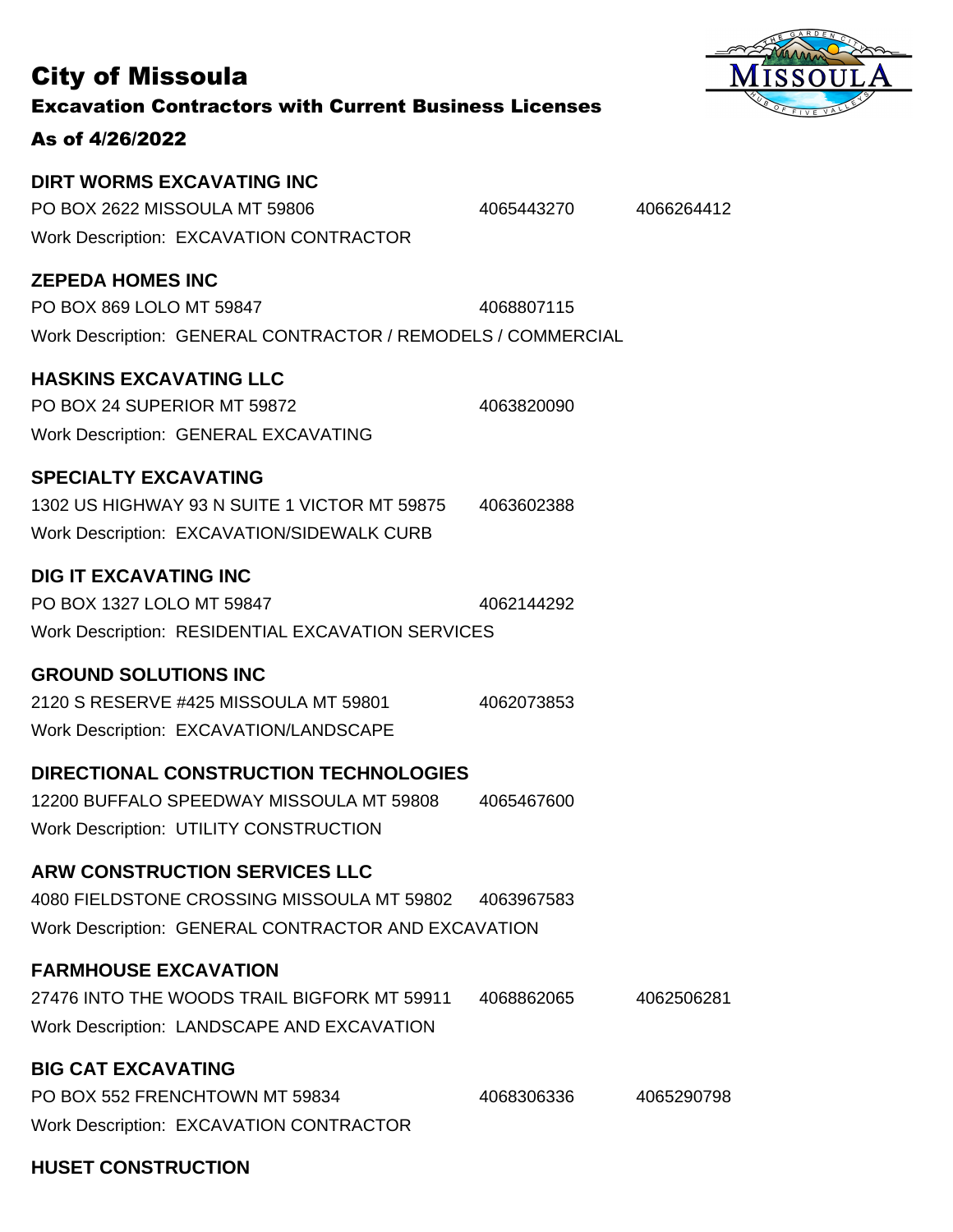# City of Missoula

## Excavation Contractors with Current Business Licenses

## As of 4/26/2022

**DIRT WORMS EXCAVATING INC**
PO BOX 2622 MISSOULA MT 59806 4065443270 4066264412
Work Description: EXCAVATION CONTRACTOR

**ZEPEDA HOMES INC**
PO BOX 869 LOLO MT 59847 4068807115
Work Description: GENERAL CONTRACTOR / REMODELS / COMMERCIAL

**HASKINS EXCAVATING LLC**
PO BOX 24 SUPERIOR MT 59872 4063820090
Work Description: GENERAL EXCAVATING

**SPECIALTY EXCAVATING**
1302 US HIGHWAY 93 N SUITE 1 VICTOR MT 59875 4063602388
Work Description: EXCAVATION/SIDEWALK CURB

**DIG IT EXCAVATING INC**
PO BOX 1327 LOLO MT 59847 4062144292
Work Description: RESIDENTIAL EXCAVATION SERVICES

**GROUND SOLUTIONS INC**
2120 S RESERVE #425 MISSOULA MT 59801 4062073853
Work Description: EXCAVATION/LANDSCAPE

**DIRECTIONAL CONSTRUCTION TECHNOLOGIES**
12200 BUFFALO SPEEDWAY MISSOULA MT 59808 4065467600
Work Description: UTILITY CONSTRUCTION

**ARW CONSTRUCTION SERVICES LLC**
4080 FIELDSTONE CROSSING MISSOULA MT 59802 4063967583
Work Description: GENERAL CONTRACTOR AND EXCAVATION

**FARMHOUSE EXCAVATION**
27476 INTO THE WOODS TRAIL BIGFORK MT 59911 4068862065 4062506281
Work Description: LANDSCAPE AND EXCAVATION

**BIG CAT EXCAVATING**
PO BOX 552 FRENCHTOWN MT 59834 4068306336 4065290798
Work Description: EXCAVATION CONTRACTOR

**HUSET CONSTRUCTION**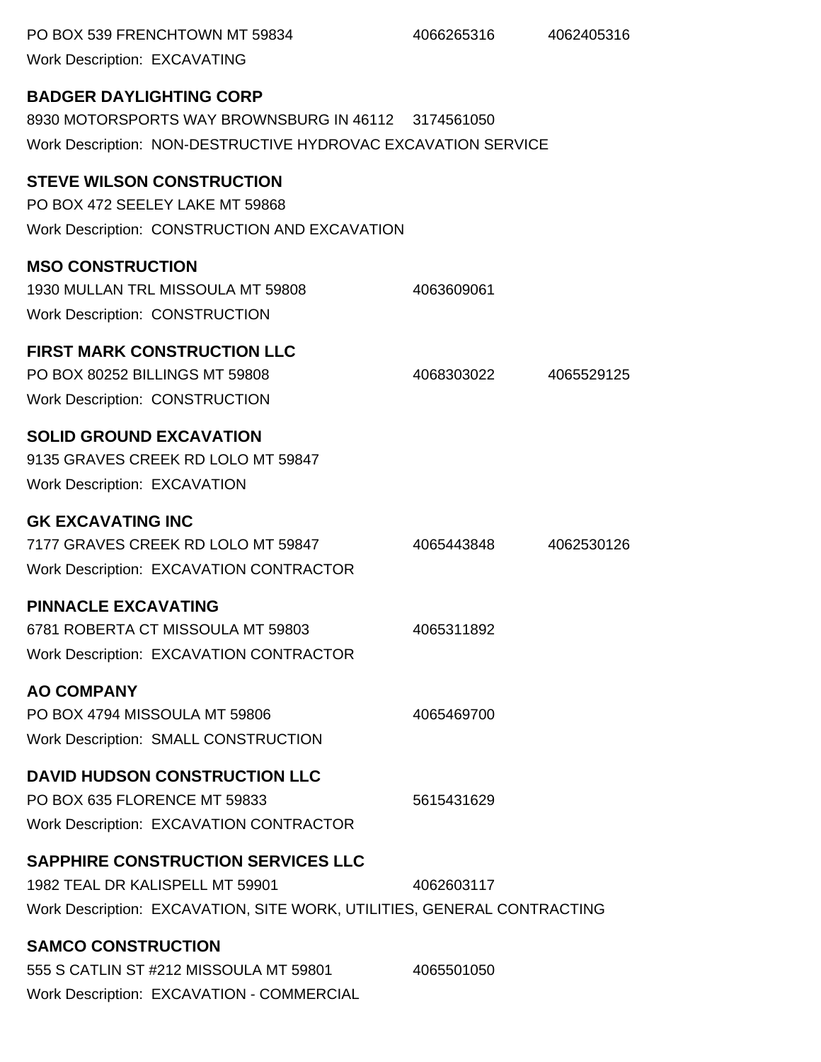PO BOX 539 FRENCHTOWN MT 59834 4066265316 4062405316
Work Description: EXCAVATING

**BADGER DAYLIGHTING CORP**
8930 MOTORSPORTS WAY BROWNSBURG IN 46112 3174561050
Work Description: NON-DESTRUCTIVE HYDROVAC EXCAVATION SERVICE

**STEVE WILSON CONSTRUCTION**
PO BOX 472 SEELEY LAKE MT 59868
Work Description: CONSTRUCTION AND EXCAVATION

**MSO CONSTRUCTION**
1930 MULLAN TRL MISSOULA MT 59808 4063609061
Work Description: CONSTRUCTION

**FIRST MARK CONSTRUCTION LLC**
PO BOX 80252 BILLINGS MT 59808 4068303022 4065529125
Work Description: CONSTRUCTION

**SOLID GROUND EXCAVATION**
9135 GRAVES CREEK RD LOLO MT 59847
Work Description: EXCAVATION

**GK EXCAVATING INC**
7177 GRAVES CREEK RD LOLO MT 59847 4065443848 4062530126
Work Description: EXCAVATION CONTRACTOR

**PINNACLE EXCAVATING**
6781 ROBERTA CT MISSOULA MT 59803 4065311892
Work Description: EXCAVATION CONTRACTOR

**AO COMPANY**
PO BOX 4794 MISSOULA MT 59806 4065469700
Work Description: SMALL CONSTRUCTION

**DAVID HUDSON CONSTRUCTION LLC**
PO BOX 635 FLORENCE MT 59833 5615431629
Work Description: EXCAVATION CONTRACTOR

**SAPPHIRE CONSTRUCTION SERVICES LLC**
1982 TEAL DR KALISPELL MT 59901 4062603117
Work Description: EXCAVATION, SITE WORK, UTILITIES, GENERAL CONTRACTING

**SAMCO CONSTRUCTION**
555 S CATLIN ST #212 MISSOULA MT 59801 4065501050
Work Description: EXCAVATION - COMMERCIAL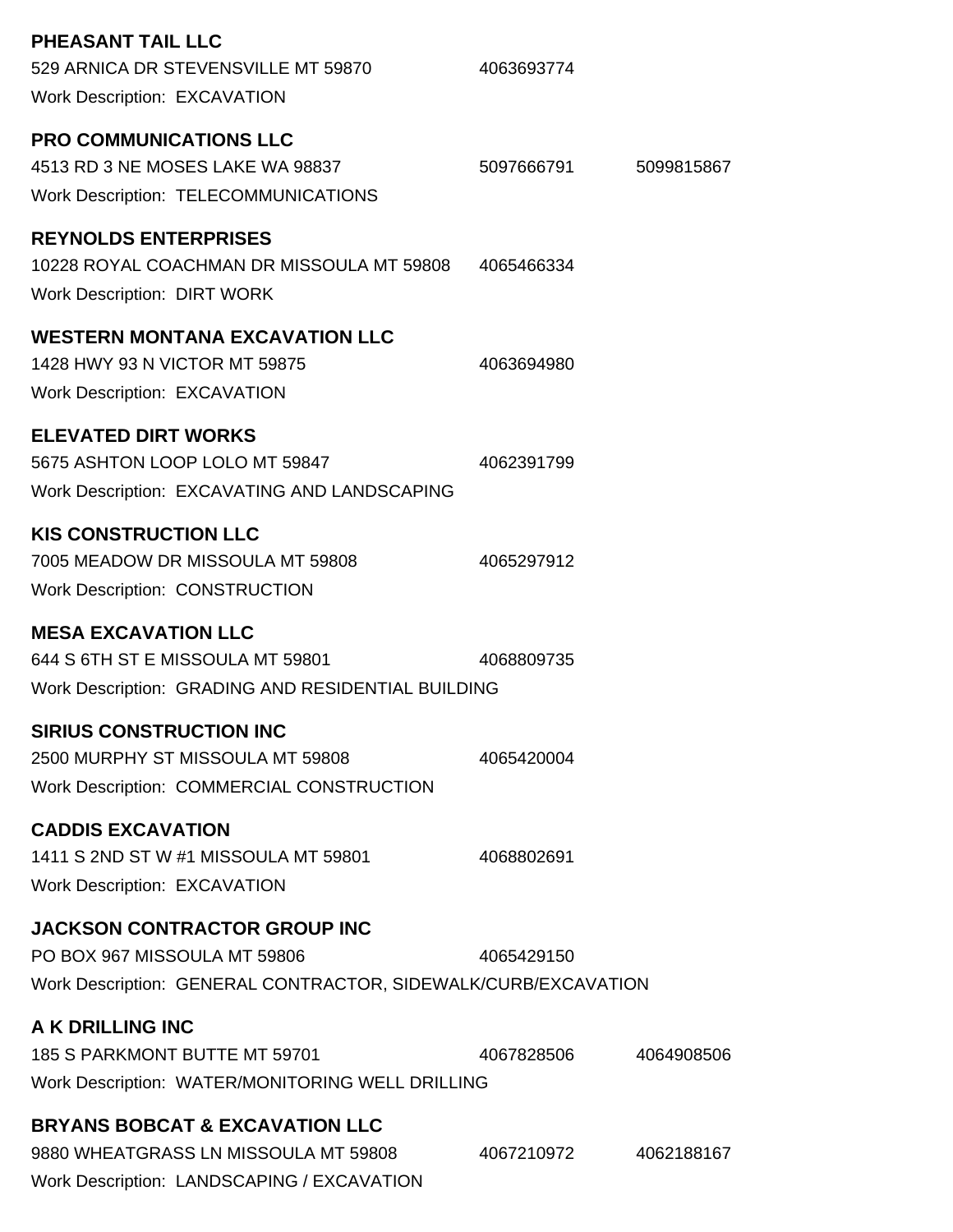**PHEASANT TAIL LLC**
529 ARNICA DR STEVENSVILLE MT 59870 4063693774
Work Description: EXCAVATION

**PRO COMMUNICATIONS LLC**
4513 RD 3 NE MOSES LAKE WA 98837 5097666791 5099815867
Work Description: TELECOMMUNICATIONS

**REYNOLDS ENTERPRISES**
10228 ROYAL COACHMAN DR MISSOULA MT 59808 4065466334
Work Description: DIRT WORK

**WESTERN MONTANA EXCAVATION LLC**
1428 HWY 93 N VICTOR MT 59875 4063694980
Work Description: EXCAVATION

**ELEVATED DIRT WORKS**
5675 ASHTON LOOP LOLO MT 59847 4062391799
Work Description: EXCAVATING AND LANDSCAPING

**KIS CONSTRUCTION LLC**
7005 MEADOW DR MISSOULA MT 59808 4065297912
Work Description: CONSTRUCTION

**MESA EXCAVATION LLC**
644 S 6TH ST E MISSOULA MT 59801 4068809735
Work Description: GRADING AND RESIDENTIAL BUILDING

**SIRIUS CONSTRUCTION INC**
2500 MURPHY ST MISSOULA MT 59808 4065420004
Work Description: COMMERCIAL CONSTRUCTION

**CADDIS EXCAVATION**
1411 S 2ND ST W #1 MISSOULA MT 59801 4068802691
Work Description: EXCAVATION

**JACKSON CONTRACTOR GROUP INC**
PO BOX 967 MISSOULA MT 59806 4065429150
Work Description: GENERAL CONTRACTOR, SIDEWALK/CURB/EXCAVATION

**A K DRILLING INC**
185 S PARKMONT BUTTE MT 59701 4067828506 4064908506
Work Description: WATER/MONITORING WELL DRILLING

**BRYANS BOBCAT & EXCAVATION LLC**
9880 WHEATGRASS LN MISSOULA MT 59808 4067210972 4062188167
Work Description: LANDSCAPING / EXCAVATION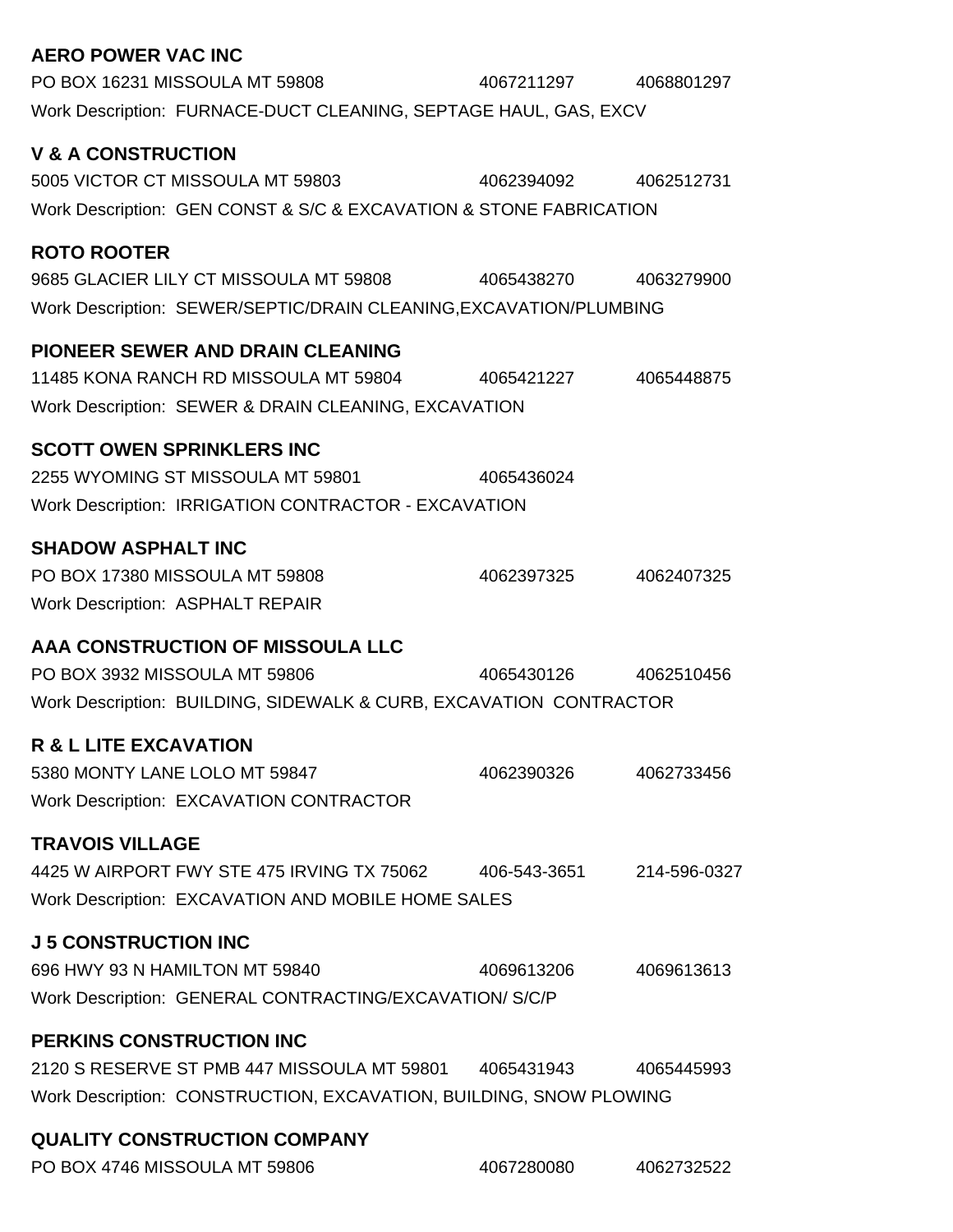**AERO POWER VAC INC**

PO BOX 16231 MISSOULA MT 59808 4067211297 4068801297

Work Description: FURNACE-DUCT CLEANING, SEPTAGE HAUL, GAS, EXCV

**V & A CONSTRUCTION**

5005 VICTOR CT MISSOULA MT 59803 4062394092 4062512731

Work Description: GEN CONST & S/C & EXCAVATION & STONE FABRICATION

**ROTO ROOTER**

9685 GLACIER LILY CT MISSOULA MT 59808 4065438270 4063279900

Work Description: SEWER/SEPTIC/DRAIN CLEANING,EXCAVATION/PLUMBING

**PIONEER SEWER AND DRAIN CLEANING**

11485 KONA RANCH RD MISSOULA MT 59804 4065421227 4065448875

Work Description: SEWER & DRAIN CLEANING, EXCAVATION

**SCOTT OWEN SPRINKLERS INC**

2255 WYOMING ST MISSOULA MT 59801 4065436024

Work Description: IRRIGATION CONTRACTOR - EXCAVATION

**SHADOW ASPHALT INC**

PO BOX 17380 MISSOULA MT 59808 4062397325 4062407325

Work Description: ASPHALT REPAIR

**AAA CONSTRUCTION OF MISSOULA LLC**

PO BOX 3932 MISSOULA MT 59806 4065430126 4062510456

Work Description: BUILDING, SIDEWALK & CURB, EXCAVATION CONTRACTOR

**R & L LITE EXCAVATION**

5380 MONTY LANE LOLO MT 59847 4062390326 4062733456

Work Description: EXCAVATION CONTRACTOR

**TRAVOIS VILLAGE**

4425 W AIRPORT FWY STE 475 IRVING TX 75062 406-543-3651 214-596-0327

Work Description: EXCAVATION AND MOBILE HOME SALES

**J 5 CONSTRUCTION INC**

696 HWY 93 N HAMILTON MT 59840 4069613206 4069613613

Work Description: GENERAL CONTRACTING/EXCAVATION/ S/C/P

**PERKINS CONSTRUCTION INC**

2120 S RESERVE ST PMB 447 MISSOULA MT 59801 4065431943 4065445993

Work Description: CONSTRUCTION, EXCAVATION, BUILDING, SNOW PLOWING

**QUALITY CONSTRUCTION COMPANY**

PO BOX 4746 MISSOULA MT 59806 4067280080 4062732522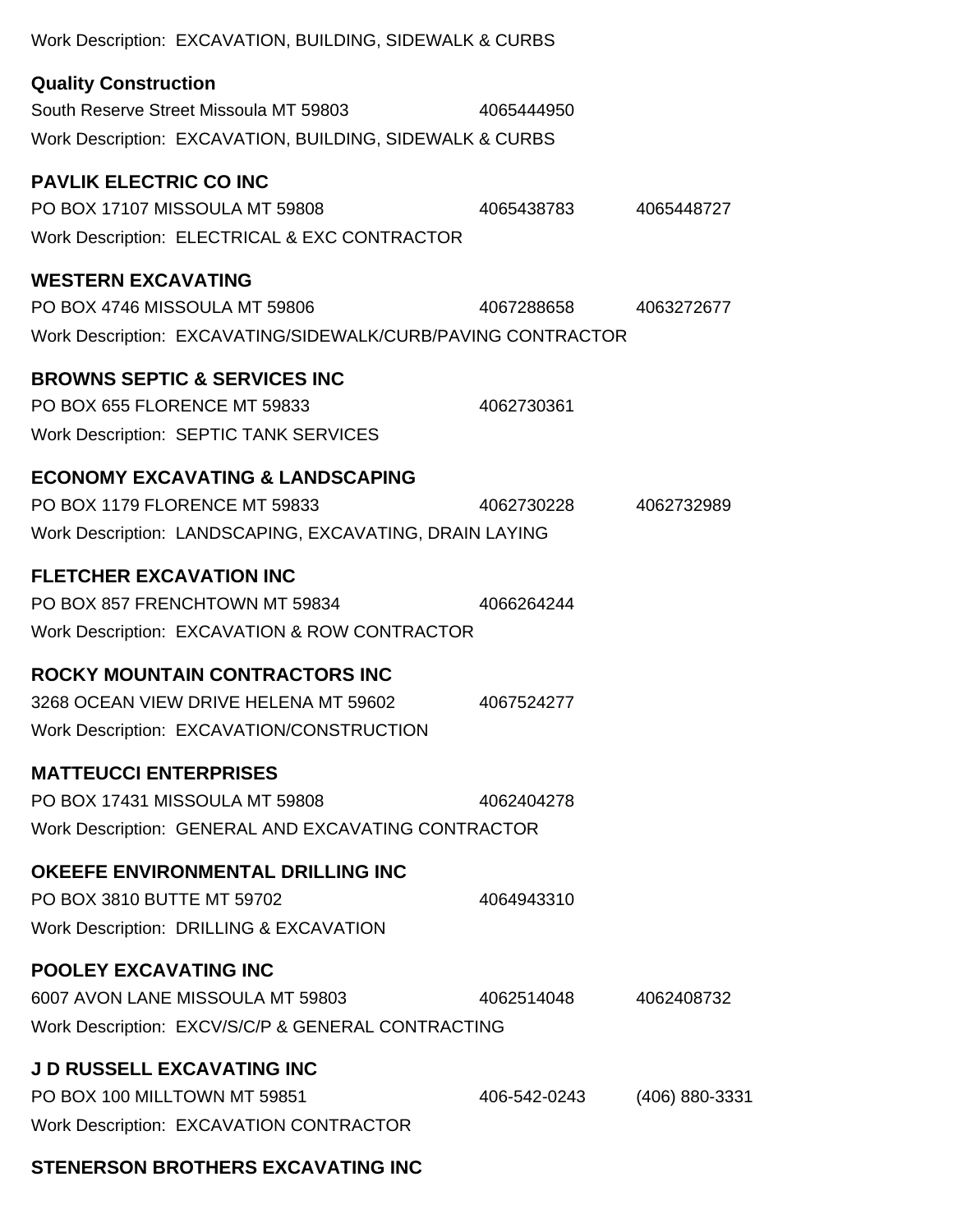Work Description: EXCAVATION, BUILDING, SIDEWALK & CURBS

**Quality Construction**
South Reserve Street Missoula MT 59803 4065444950
Work Description: EXCAVATION, BUILDING, SIDEWALK & CURBS

**PAVLIK ELECTRIC CO INC**
PO BOX 17107 MISSOULA MT 59808 4065438783 4065448727
Work Description: ELECTRICAL & EXC CONTRACTOR

**WESTERN EXCAVATING**
PO BOX 4746 MISSOULA MT 59806 4067288658 4063272677
Work Description: EXCAVATING/SIDEWALK/CURB/PAVING CONTRACTOR

**BROWNS SEPTIC & SERVICES INC**
PO BOX 655 FLORENCE MT 59833 4062730361
Work Description: SEPTIC TANK SERVICES

**ECONOMY EXCAVATING & LANDSCAPING**
PO BOX 1179 FLORENCE MT 59833 4062730228 4062732989
Work Description: LANDSCAPING, EXCAVATING, DRAIN LAYING

**FLETCHER EXCAVATION INC**
PO BOX 857 FRENCHTOWN MT 59834 4066264244
Work Description: EXCAVATION & ROW CONTRACTOR

**ROCKY MOUNTAIN CONTRACTORS INC**
3268 OCEAN VIEW DRIVE HELENA MT 59602 4067524277
Work Description: EXCAVATION/CONSTRUCTION

**MATTEUCCI ENTERPRISES**
PO BOX 17431 MISSOULA MT 59808 4062404278
Work Description: GENERAL AND EXCAVATING CONTRACTOR

**OKEEFE ENVIRONMENTAL DRILLING INC**
PO BOX 3810 BUTTE MT 59702 4064943310
Work Description: DRILLING & EXCAVATION

**POOLEY EXCAVATING INC**
6007 AVON LANE MISSOULA MT 59803 4062514048 4062408732
Work Description: EXCV/S/C/P & GENERAL CONTRACTING

**J D RUSSELL EXCAVATING INC**
PO BOX 100 MILLTOWN MT 59851 406-542-0243 (406) 880-3331
Work Description: EXCAVATION CONTRACTOR

**STENERSON BROTHERS EXCAVATING INC**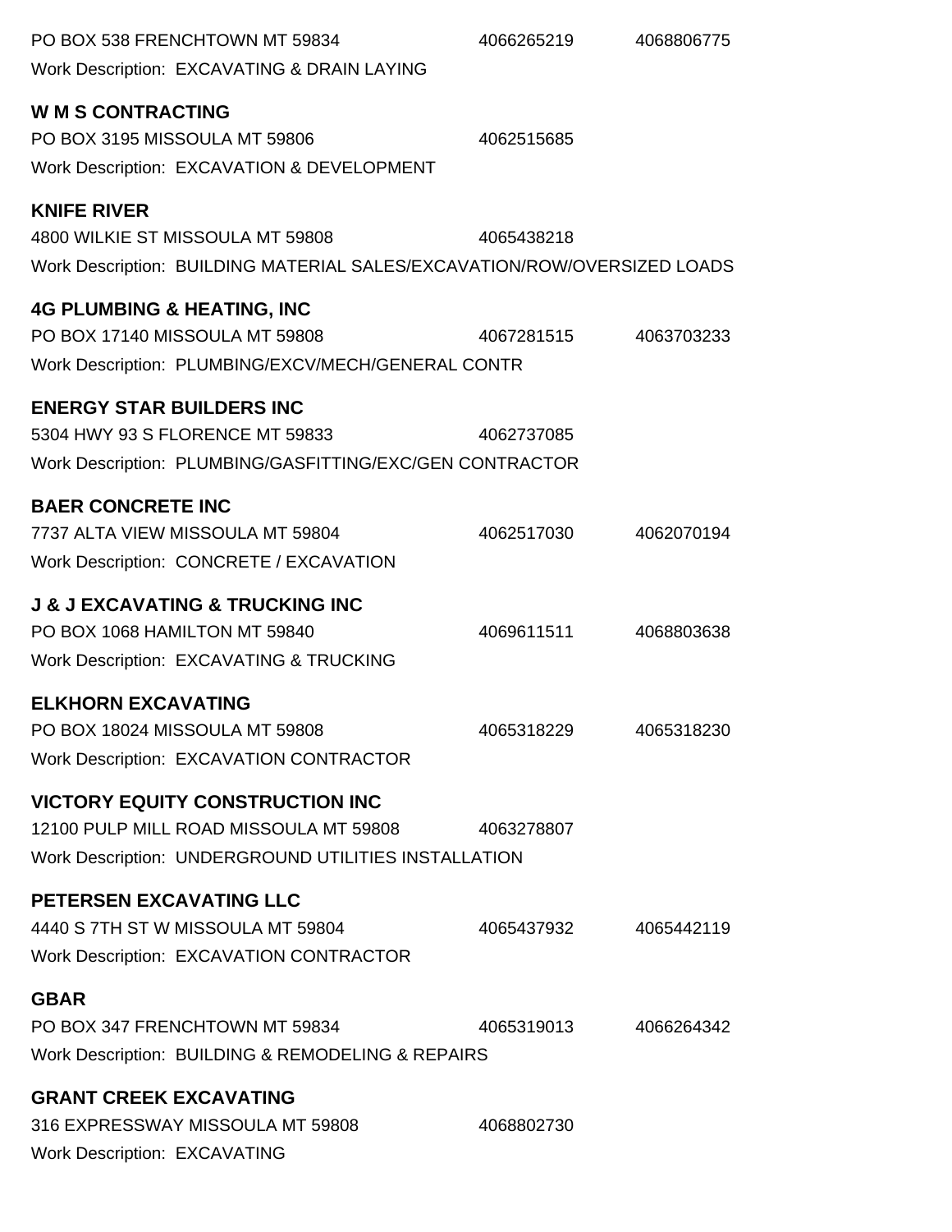PO BOX 538 FRENCHTOWN MT 59834 4066265219 4068806775
Work Description: EXCAVATING & DRAIN LAYING

**W M S CONTRACTING**
PO BOX 3195 MISSOULA MT 59806 4062515685
Work Description: EXCAVATION & DEVELOPMENT

**KNIFE RIVER**
4800 WILKIE ST MISSOULA MT 59808 4065438218
Work Description: BUILDING MATERIAL SALES/EXCAVATION/ROW/OVERSIZED LOADS

**4G PLUMBING & HEATING, INC**
PO BOX 17140 MISSOULA MT 59808 4067281515 4063703233
Work Description: PLUMBING/EXCV/MECH/GENERAL CONTR

**ENERGY STAR BUILDERS INC**
5304 HWY 93 S FLORENCE MT 59833 4062737085
Work Description: PLUMBING/GASFITTING/EXC/GEN CONTRACTOR

**BAER CONCRETE INC**
7737 ALTA VIEW MISSOULA MT 59804 4062517030 4062070194
Work Description: CONCRETE / EXCAVATION

**J & J EXCAVATING & TRUCKING INC**
PO BOX 1068 HAMILTON MT 59840 4069611511 4068803638
Work Description: EXCAVATING & TRUCKING

**ELKHORN EXCAVATING**
PO BOX 18024 MISSOULA MT 59808 4065318229 4065318230
Work Description: EXCAVATION CONTRACTOR

**VICTORY EQUITY CONSTRUCTION INC**
12100 PULP MILL ROAD MISSOULA MT 59808 4063278807
Work Description: UNDERGROUND UTILITIES INSTALLATION

**PETERSEN EXCAVATING LLC**
4440 S 7TH ST W MISSOULA MT 59804 4065437932 4065442119
Work Description: EXCAVATION CONTRACTOR

**GBAR**
PO BOX 347 FRENCHTOWN MT 59834 4065319013 4066264342
Work Description: BUILDING & REMODELING & REPAIRS

**GRANT CREEK EXCAVATING**
316 EXPRESSWAY MISSOULA MT 59808 4068802730
Work Description: EXCAVATING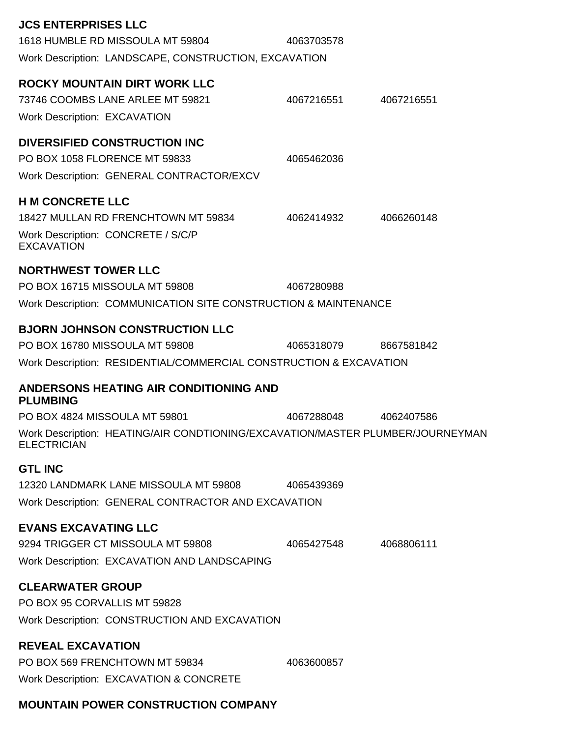**JCS ENTERPRISES LLC**

1618 HUMBLE RD MISSOULA MT 59804 4063703578

Work Description: LANDSCAPE, CONSTRUCTION, EXCAVATION

**ROCKY MOUNTAIN DIRT WORK LLC**

73746 COOMBS LANE ARLEE MT 59821 4067216551 4067216551

Work Description: EXCAVATION

**DIVERSIFIED CONSTRUCTION INC**

PO BOX 1058 FLORENCE MT 59833 4065462036

Work Description: GENERAL CONTRACTOR/EXCV

**H M CONCRETE LLC**

18427 MULLAN RD FRENCHTOWN MT 59834 4062414932 4066260148

Work Description: CONCRETE / S/C/P EXCAVATION

**NORTHWEST TOWER LLC**

PO BOX 16715 MISSOULA MT 59808 4067280988

Work Description: COMMUNICATION SITE CONSTRUCTION & MAINTENANCE

**BJORN JOHNSON CONSTRUCTION LLC**

PO BOX 16780 MISSOULA MT 59808 4065318079 8667581842

Work Description: RESIDENTIAL/COMMERCIAL CONSTRUCTION & EXCAVATION

**ANDERSONS HEATING AIR CONDITIONING AND PLUMBING**

PO BOX 4824 MISSOULA MT 59801 4067288048 4062407586

Work Description: HEATING/AIR CONDTIONING/EXCAVATION/MASTER PLUMBER/JOURNEYMAN ELECTRICIAN

**GTL INC**

12320 LANDMARK LANE MISSOULA MT 59808 4065439369

Work Description: GENERAL CONTRACTOR AND EXCAVATION

**EVANS EXCAVATING LLC**

9294 TRIGGER CT MISSOULA MT 59808 4065427548 4068806111

Work Description: EXCAVATION AND LANDSCAPING

**CLEARWATER GROUP**

PO BOX 95 CORVALLIS MT 59828

Work Description: CONSTRUCTION AND EXCAVATION

**REVEAL EXCAVATION**

PO BOX 569 FRENCHTOWN MT 59834 4063600857

Work Description: EXCAVATION & CONCRETE

**MOUNTAIN POWER CONSTRUCTION COMPANY**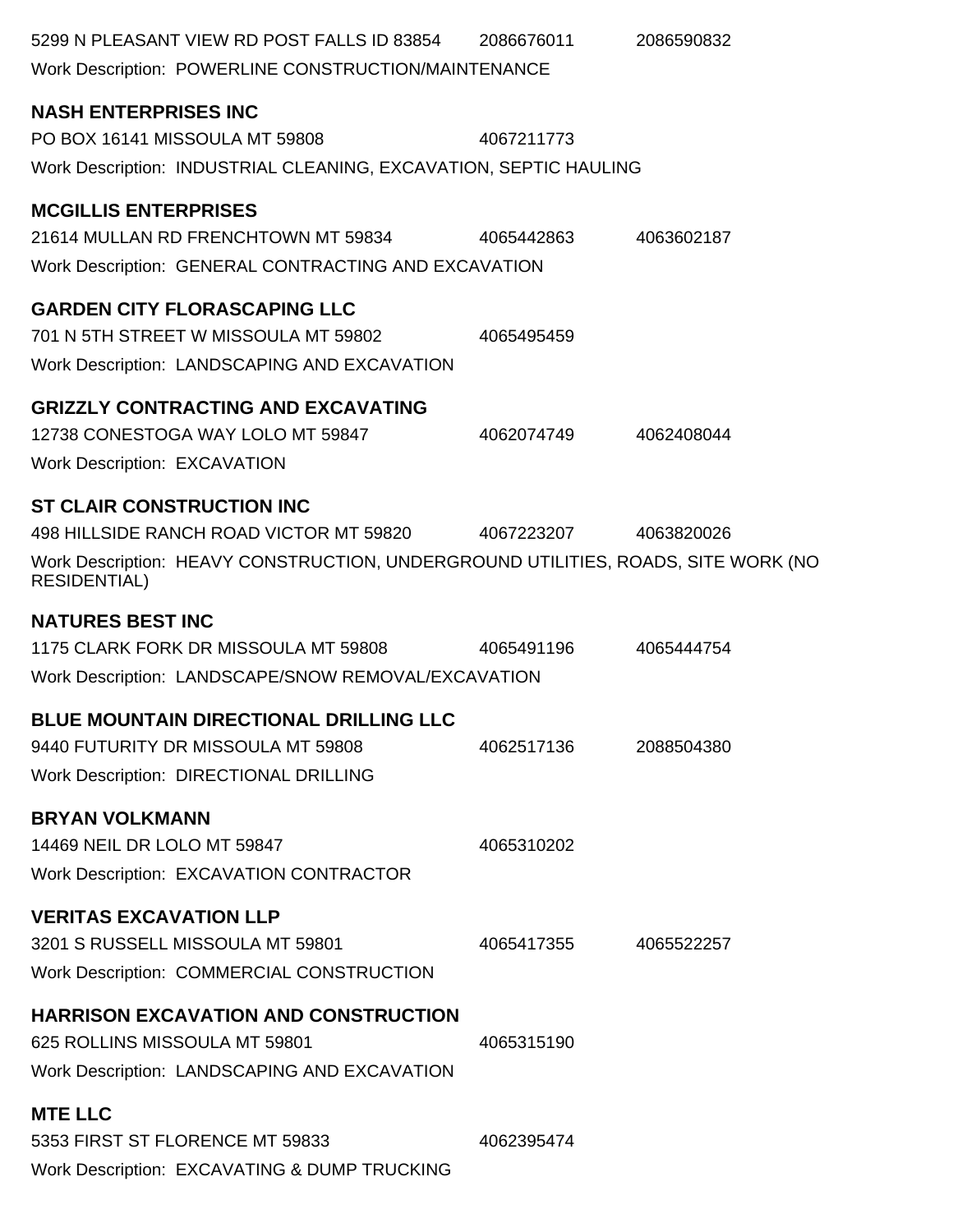5299 N PLEASANT VIEW RD POST FALLS ID 83854 2086676011 2086590832

Work Description: POWERLINE CONSTRUCTION/MAINTENANCE

**NASH ENTERPRISES INC**

PO BOX 16141 MISSOULA MT 59808 4067211773

Work Description: INDUSTRIAL CLEANING, EXCAVATION, SEPTIC HAULING

**MCGILLIS ENTERPRISES**

21614 MULLAN RD FRENCHTOWN MT 59834 4065442863 4063602187

Work Description: GENERAL CONTRACTING AND EXCAVATION

**GARDEN CITY FLORASCAPING LLC**

701 N 5TH STREET W MISSOULA MT 59802 4065495459

Work Description: LANDSCAPING AND EXCAVATION

**GRIZZLY CONTRACTING AND EXCAVATING**

12738 CONESTOGA WAY LOLO MT 59847 4062074749 4062408044

Work Description: EXCAVATION

**ST CLAIR CONSTRUCTION INC**

498 HILLSIDE RANCH ROAD VICTOR MT 59820 4067223207 4063820026

Work Description: HEAVY CONSTRUCTION, UNDERGROUND UTILITIES, ROADS, SITE WORK (NO RESIDENTIAL)

**NATURES BEST INC**

1175 CLARK FORK DR MISSOULA MT 59808 4065491196 4065444754

Work Description: LANDSCAPE/SNOW REMOVAL/EXCAVATION

**BLUE MOUNTAIN DIRECTIONAL DRILLING LLC**

9440 FUTURITY DR MISSOULA MT 59808 4062517136 2088504380

Work Description: DIRECTIONAL DRILLING

**BRYAN VOLKMANN**

14469 NEIL DR LOLO MT 59847 4065310202

Work Description: EXCAVATION CONTRACTOR

**VERITAS EXCAVATION LLP**

3201 S RUSSELL MISSOULA MT 59801 4065417355 4065522257

Work Description: COMMERCIAL CONSTRUCTION

**HARRISON EXCAVATION AND CONSTRUCTION**

625 ROLLINS MISSOULA MT 59801 4065315190

Work Description: LANDSCAPING AND EXCAVATION

**MTE LLC**

5353 FIRST ST FLORENCE MT 59833 4062395474

Work Description: EXCAVATING & DUMP TRUCKING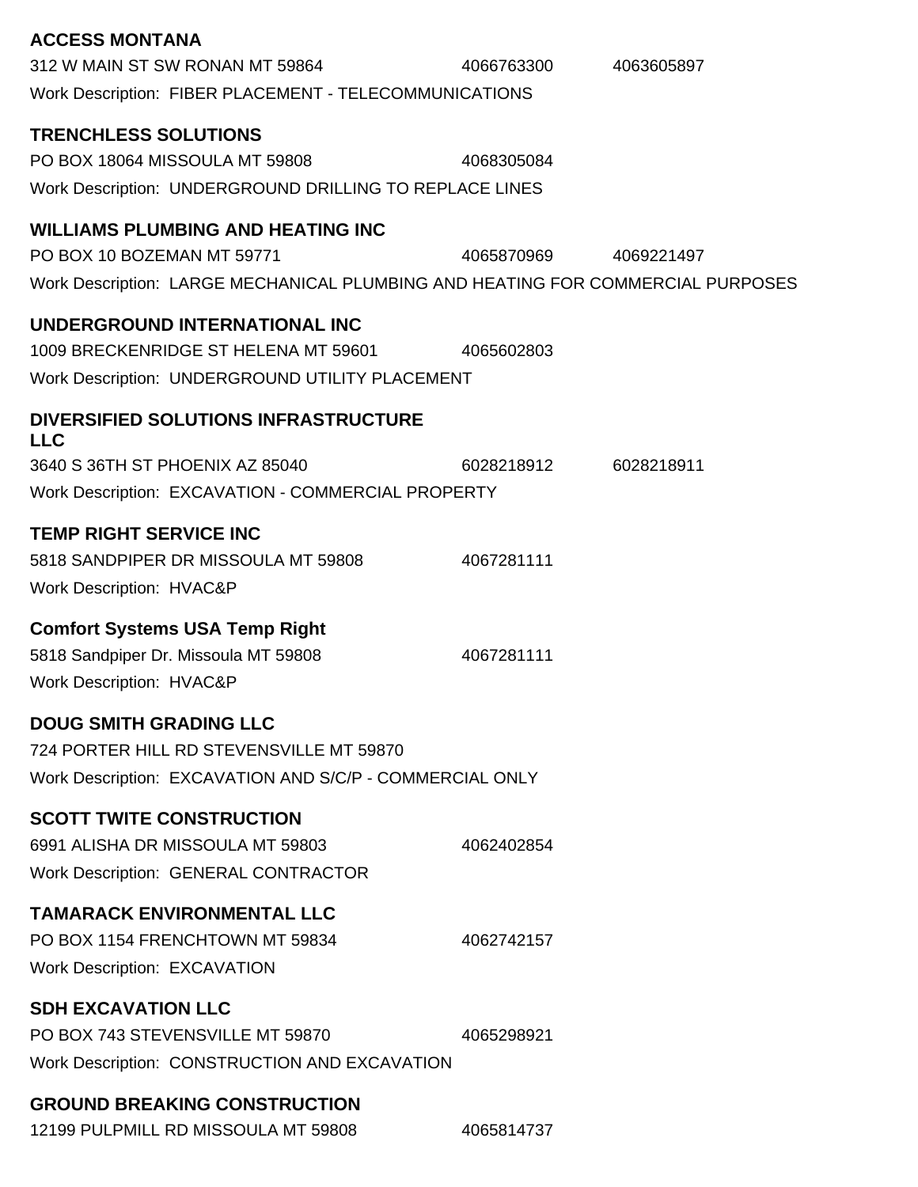**ACCESS MONTANA**

312 W MAIN ST SW RONAN MT 59864 4066763300 4063605897

Work Description: FIBER PLACEMENT - TELECOMMUNICATIONS

**TRENCHLESS SOLUTIONS**

PO BOX 18064 MISSOULA MT 59808 4068305084

Work Description: UNDERGROUND DRILLING TO REPLACE LINES

**WILLIAMS PLUMBING AND HEATING INC**

PO BOX 10 BOZEMAN MT 59771 4065870969 4069221497

Work Description: LARGE MECHANICAL PLUMBING AND HEATING FOR COMMERCIAL PURPOSES

**UNDERGROUND INTERNATIONAL INC**

1009 BRECKENRIDGE ST HELENA MT 59601 4065602803

Work Description: UNDERGROUND UTILITY PLACEMENT

**DIVERSIFIED SOLUTIONS INFRASTRUCTURE LLC**

3640 S 36TH ST PHOENIX AZ 85040 6028218912 6028218911

Work Description: EXCAVATION - COMMERCIAL PROPERTY

**TEMP RIGHT SERVICE INC**

5818 SANDPIPER DR MISSOULA MT 59808 4067281111

Work Description: HVAC&P

**Comfort Systems USA Temp Right**

5818 Sandpiper Dr. Missoula MT 59808 4067281111

Work Description: HVAC&P

**DOUG SMITH GRADING LLC**

724 PORTER HILL RD STEVENSVILLE MT 59870

Work Description: EXCAVATION AND S/C/P - COMMERCIAL ONLY

**SCOTT TWITE CONSTRUCTION**

6991 ALISHA DR MISSOULA MT 59803 4062402854

Work Description: GENERAL CONTRACTOR

**TAMARACK ENVIRONMENTAL LLC**

PO BOX 1154 FRENCHTOWN MT 59834 4062742157

Work Description: EXCAVATION

**SDH EXCAVATION LLC**

PO BOX 743 STEVENSVILLE MT 59870 4065298921

Work Description: CONSTRUCTION AND EXCAVATION

**GROUND BREAKING CONSTRUCTION**

12199 PULPMILL RD MISSOULA MT 59808 4065814737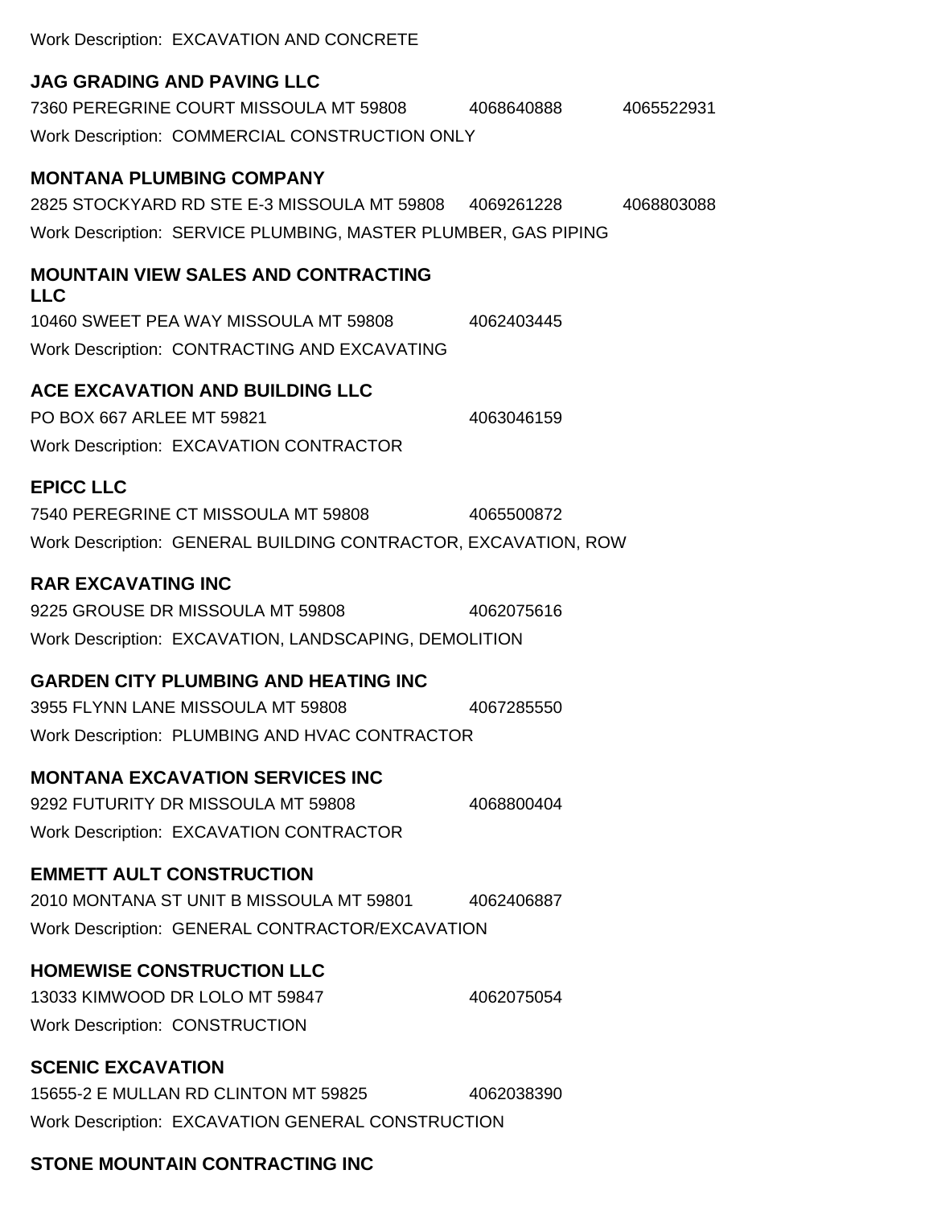Work Description: EXCAVATION AND CONCRETE

**JAG GRADING AND PAVING LLC**

7360 PEREGRINE COURT MISSOULA MT 59808 4068640888 4065522931

Work Description: COMMERCIAL CONSTRUCTION ONLY

**MONTANA PLUMBING COMPANY**

2825 STOCKYARD RD STE E-3 MISSOULA MT 59808 4069261228 4068803088

Work Description: SERVICE PLUMBING, MASTER PLUMBER, GAS PIPING

**MOUNTAIN VIEW SALES AND CONTRACTING LLC**

10460 SWEET PEA WAY MISSOULA MT 59808 4062403445

Work Description: CONTRACTING AND EXCAVATING

**ACE EXCAVATION AND BUILDING LLC**

PO BOX 667 ARLEE MT 59821 4063046159

Work Description: EXCAVATION CONTRACTOR

**EPICC LLC**

7540 PEREGRINE CT MISSOULA MT 59808 4065500872

Work Description: GENERAL BUILDING CONTRACTOR, EXCAVATION, ROW

**RAR EXCAVATING INC**

9225 GROUSE DR MISSOULA MT 59808 4062075616

Work Description: EXCAVATION, LANDSCAPING, DEMOLITION

**GARDEN CITY PLUMBING AND HEATING INC**

3955 FLYNN LANE MISSOULA MT 59808 4067285550

Work Description: PLUMBING AND HVAC CONTRACTOR

**MONTANA EXCAVATION SERVICES INC**

9292 FUTURITY DR MISSOULA MT 59808 4068800404

Work Description: EXCAVATION CONTRACTOR

**EMMETT AULT CONSTRUCTION**

2010 MONTANA ST UNIT B MISSOULA MT 59801 4062406887

Work Description: GENERAL CONTRACTOR/EXCAVATION

**HOMEWISE CONSTRUCTION LLC**

13033 KIMWOOD DR LOLO MT 59847 4062075054

Work Description: CONSTRUCTION

**SCENIC EXCAVATION**

15655-2 E MULLAN RD CLINTON MT 59825 4062038390

Work Description: EXCAVATION GENERAL CONSTRUCTION

**STONE MOUNTAIN CONTRACTING INC**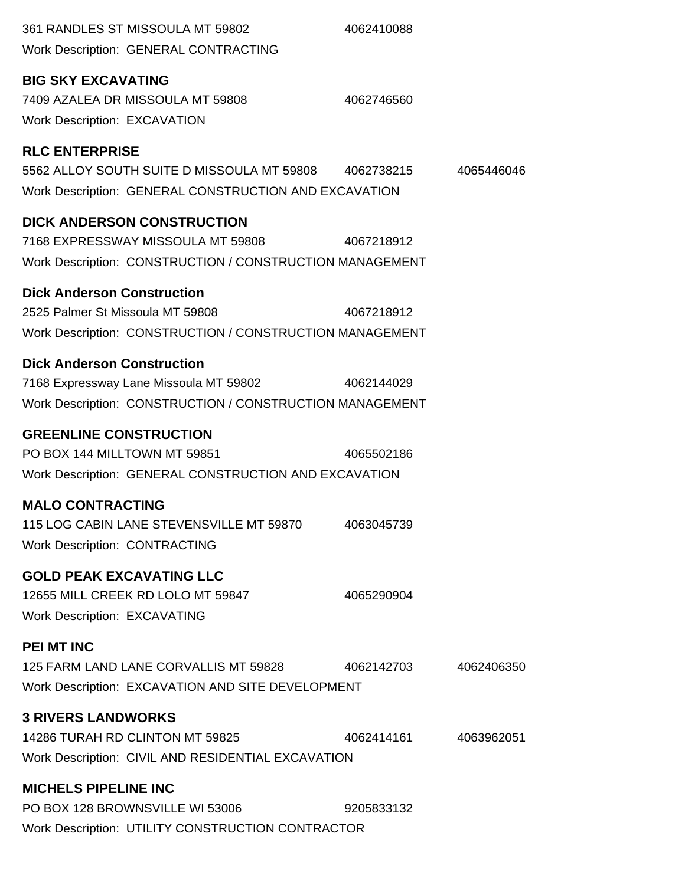361 RANDLES ST MISSOULA MT 59802 4062410088
Work Description: GENERAL CONTRACTING

**BIG SKY EXCAVATING**
7409 AZALEA DR MISSOULA MT 59808 4062746560
Work Description: EXCAVATION

**RLC ENTERPRISE**
5562 ALLOY SOUTH SUITE D MISSOULA MT 59808 4062738215 4065446046
Work Description: GENERAL CONSTRUCTION AND EXCAVATION

**DICK ANDERSON CONSTRUCTION**
7168 EXPRESSWAY MISSOULA MT 59808 4067218912
Work Description: CONSTRUCTION / CONSTRUCTION MANAGEMENT

**Dick Anderson Construction**
2525 Palmer St Missoula MT 59808 4067218912
Work Description: CONSTRUCTION / CONSTRUCTION MANAGEMENT

**Dick Anderson Construction**
7168 Expressway Lane Missoula MT 59802 4062144029
Work Description: CONSTRUCTION / CONSTRUCTION MANAGEMENT

**GREENLINE CONSTRUCTION**
PO BOX 144 MILLTOWN MT 59851 4065502186
Work Description: GENERAL CONSTRUCTION AND EXCAVATION

**MALO CONTRACTING**
115 LOG CABIN LANE STEVENSVILLE MT 59870 4063045739
Work Description: CONTRACTING

**GOLD PEAK EXCAVATING LLC**
12655 MILL CREEK RD LOLO MT 59847 4065290904
Work Description: EXCAVATING

**PEI MT INC**
125 FARM LAND LANE CORVALLIS MT 59828 4062142703 4062406350
Work Description: EXCAVATION AND SITE DEVELOPMENT

**3 RIVERS LANDWORKS**
14286 TURAH RD CLINTON MT 59825 4062414161 4063962051
Work Description: CIVIL AND RESIDENTIAL EXCAVATION

**MICHELS PIPELINE INC**
PO BOX 128 BROWNSVILLE WI 53006 9205833132
Work Description: UTILITY CONSTRUCTION CONTRACTOR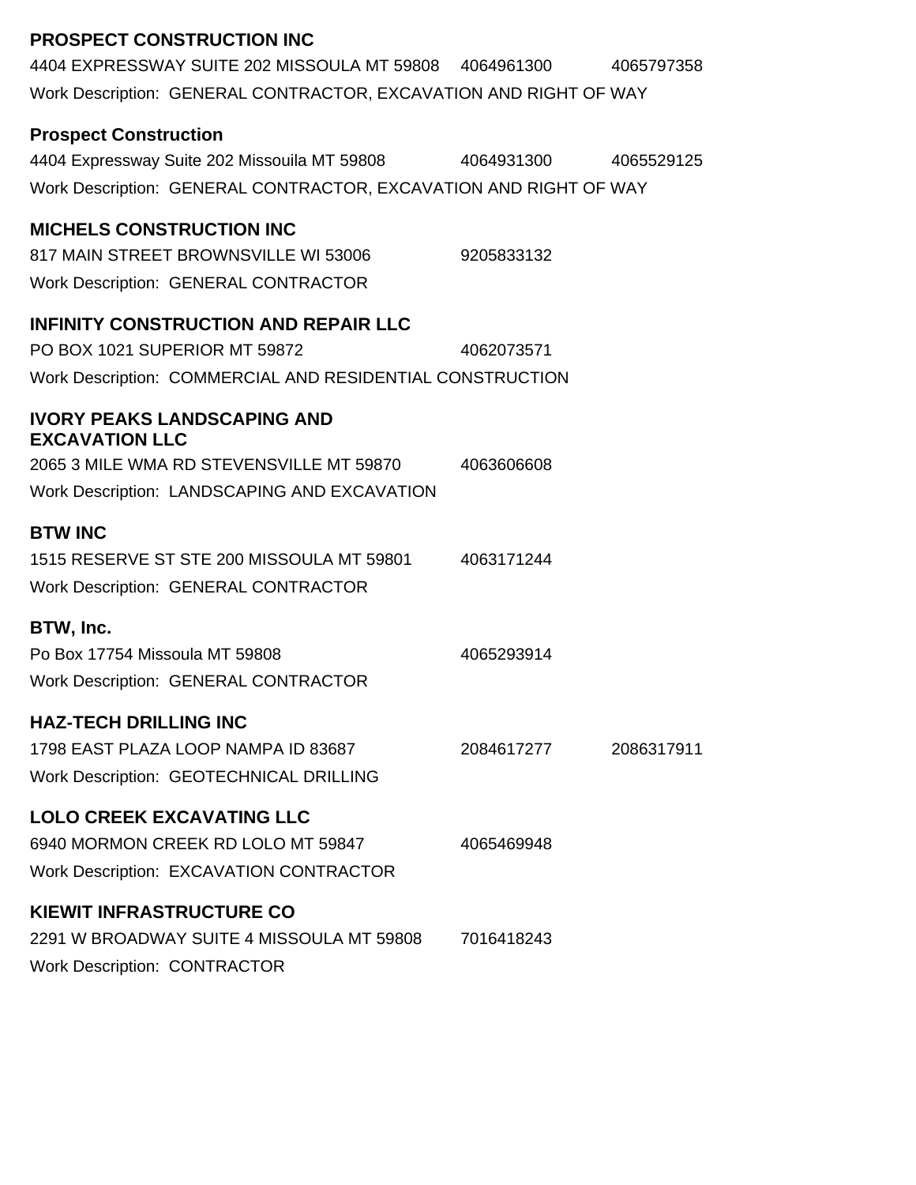**PROSPECT CONSTRUCTION INC**

4404 EXPRESSWAY SUITE 202 MISSOULA MT 59808 4064961300 4065797358

Work Description: GENERAL CONTRACTOR, EXCAVATION AND RIGHT OF WAY

**Prospect Construction**

4404 Expressway Suite 202 Missouila MT 59808 4064931300 4065529125

Work Description: GENERAL CONTRACTOR, EXCAVATION AND RIGHT OF WAY

**MICHELS CONSTRUCTION INC**

817 MAIN STREET BROWNSVILLE WI 53006 9205833132

Work Description: GENERAL CONTRACTOR

**INFINITY CONSTRUCTION AND REPAIR LLC**

PO BOX 1021 SUPERIOR MT 59872 4062073571

Work Description: COMMERCIAL AND RESIDENTIAL CONSTRUCTION

**IVORY PEAKS LANDSCAPING AND EXCAVATION LLC**

2065 3 MILE WMA RD STEVENSVILLE MT 59870 4063606608

Work Description: LANDSCAPING AND EXCAVATION

**BTW INC**

1515 RESERVE ST STE 200 MISSOULA MT 59801 4063171244

Work Description: GENERAL CONTRACTOR

**BTW, Inc.**

Po Box 17754 Missoula MT 59808 4065293914

Work Description: GENERAL CONTRACTOR

**HAZ-TECH DRILLING INC**

1798 EAST PLAZA LOOP NAMPA ID 83687 2084617277 2086317911

Work Description: GEOTECHNICAL DRILLING

**LOLO CREEK EXCAVATING LLC**

6940 MORMON CREEK RD LOLO MT 59847 4065469948

Work Description: EXCAVATION CONTRACTOR

**KIEWIT INFRASTRUCTURE CO**

2291 W BROADWAY SUITE 4 MISSOULA MT 59808 7016418243

Work Description: CONTRACTOR